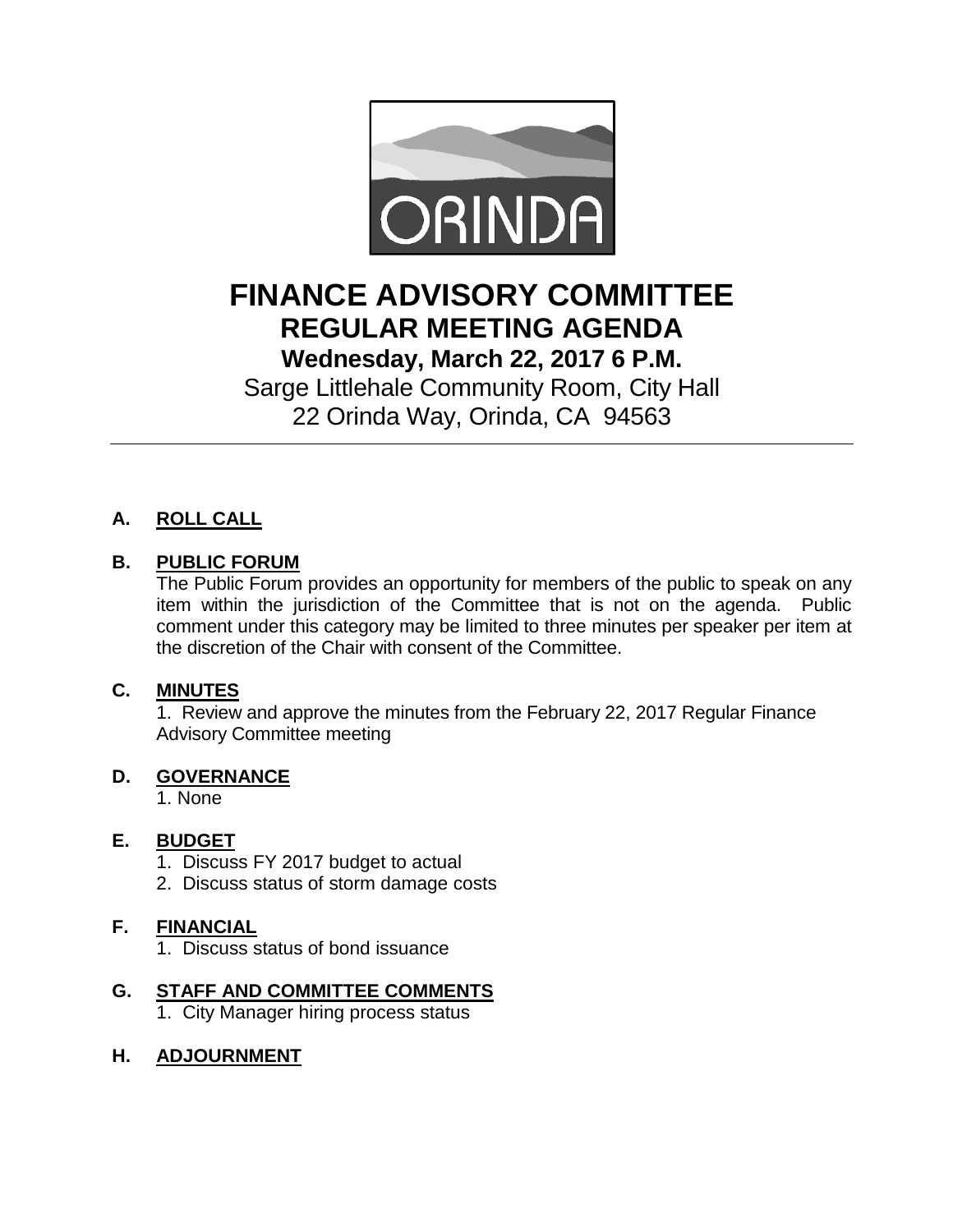ORINDA

# FINANCE ADVISORY COMMITTEE

## REGULAR MEETING AGENDA

### Wednesday, March 22, 2017 6 P.M.

Sarge Littlehale Community Room, City Hall
22 Orinda Way, Orinda, CA 94563

---

**A. ROLL CALL**

**B. PUBLIC FORUM**

The Public Forum provides an opportunity for members of the public to speak on any item within the jurisdiction of the Committee that is not on the agenda. Public comment under this category may be limited to three minutes per speaker per item at the discretion of the Chair with consent of the Committee.

**C. MINUTES**

1. Review and approve the minutes from the February 22, 2017 Regular Finance Advisory Committee meeting

**D. GOVERNANCE**

1. None

**E. BUDGET**

1. Discuss FY 2017 budget to actual
2. Discuss status of storm damage costs

**F. FINANCIAL**

1. Discuss status of bond issuance

**G. STAFF AND COMMITTEE COMMENTS**

1. City Manager hiring process status

**H. ADJOURNMENT**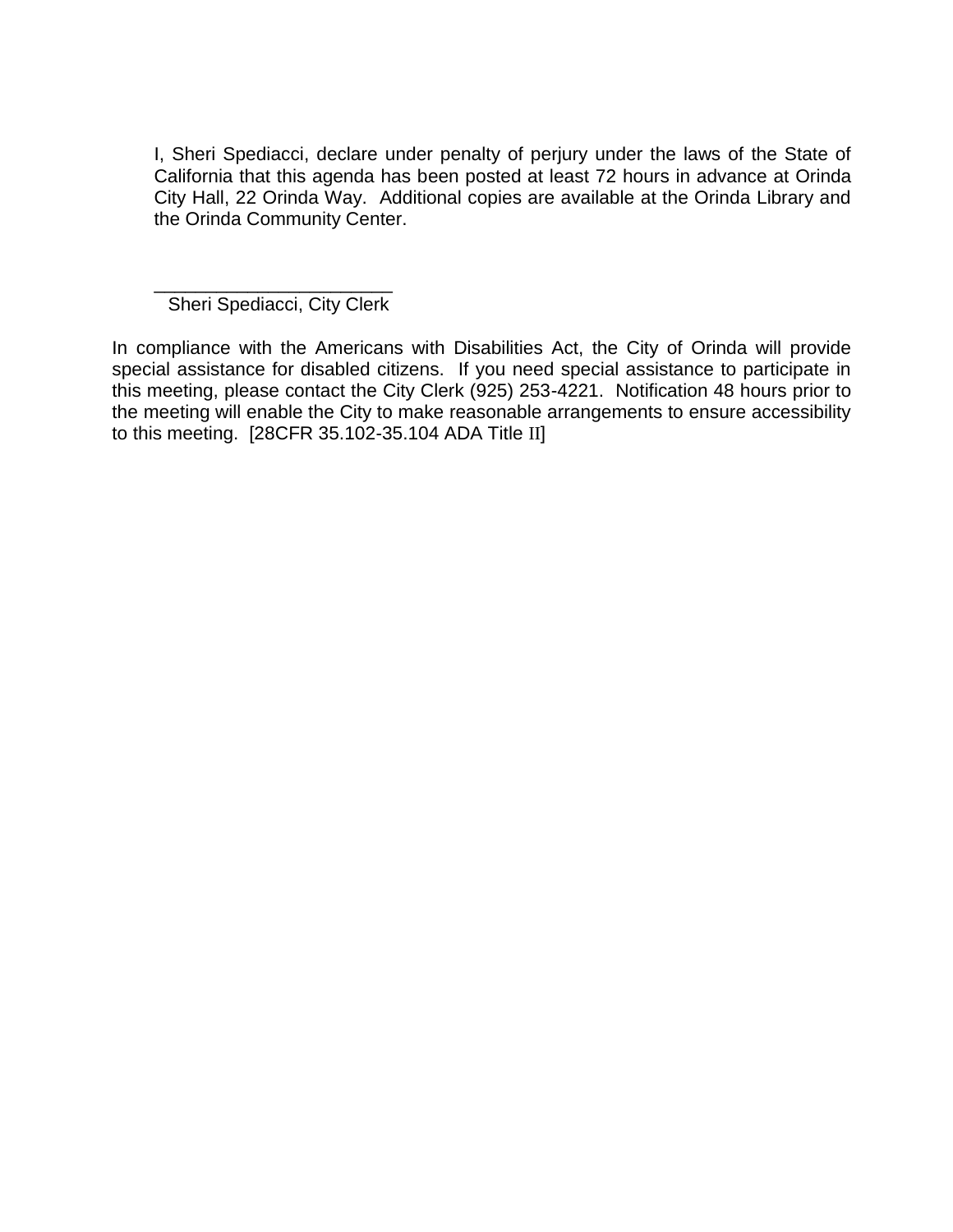I, Sheri Spediacci, declare under penalty of perjury under the laws of the State of California that this agenda has been posted at least 72 hours in advance at Orinda City Hall, 22 Orinda Way. Additional copies are available at the Orinda Library and the Orinda Community Center.

\_\_\_\_\_\_\_\_\_\_\_\_\_\_\_\_\_\_\_\_\_\_\_\_\_\_

Sheri Spediacci, City Clerk

In compliance with the Americans with Disabilities Act, the City of Orinda will provide special assistance for disabled citizens. If you need special assistance to participate in this meeting, please contact the City Clerk (925) 253-4221. Notification 48 hours prior to the meeting will enable the City to make reasonable arrangements to ensure accessibility to this meeting. [28CFR 35.102-35.104 ADA Title II]